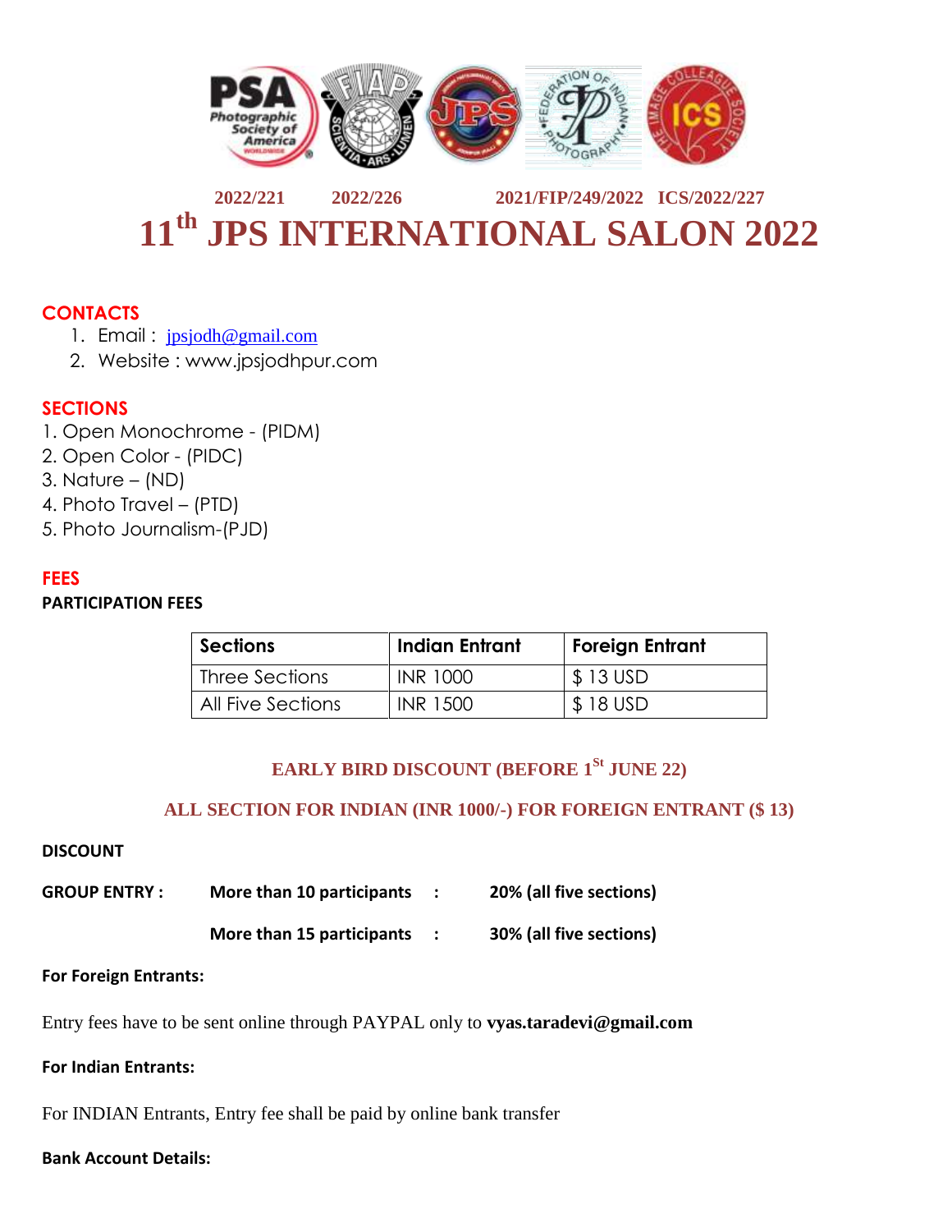2022/221 2022/226 2021/FIP/249/2022 ICS/2022/227

# 11th JPS INTERNATIONAL SALON 2022

## CONTACTS

1. Email : jpsjodh@gmail.com
2. Website : www.jpsjodhpur.com

## SECTIONS

1. Open Monochrome - (PIDM)
2. Open Color - (PIDC)
3. Nature – (ND)
4. Photo Travel – (PTD)
5. Photo Journalism-(PJD)

## FEES

**PARTICIPATION FEES**

| Sections | Indian Entrant | Foreign Entrant |
|---|---|---|
| Three Sections | INR 1000 | $ 13 USD |
| All Five Sections | INR 1500 | $ 18 USD |

**EARLY BIRD DISCOUNT (BEFORE 1St JUNE 22)**

**ALL SECTION FOR INDIAN (INR 1000/-) FOR FOREIGN ENTRANT ($ 13)**

**DISCOUNT**

| | | |
|---|---|---|
| **GROUP ENTRY :** | **More than 10 participants :** | **20% (all five sections)** |
| | **More than 15 participants :** | **30% (all five sections)** |

**For Foreign Entrants:**

Entry fees have to be sent online through PAYPAL only to **vyas.taradevi@gmail.com**

**For Indian Entrants:**

For INDIAN Entrants, Entry fee shall be paid by online bank transfer

**Bank Account Details:**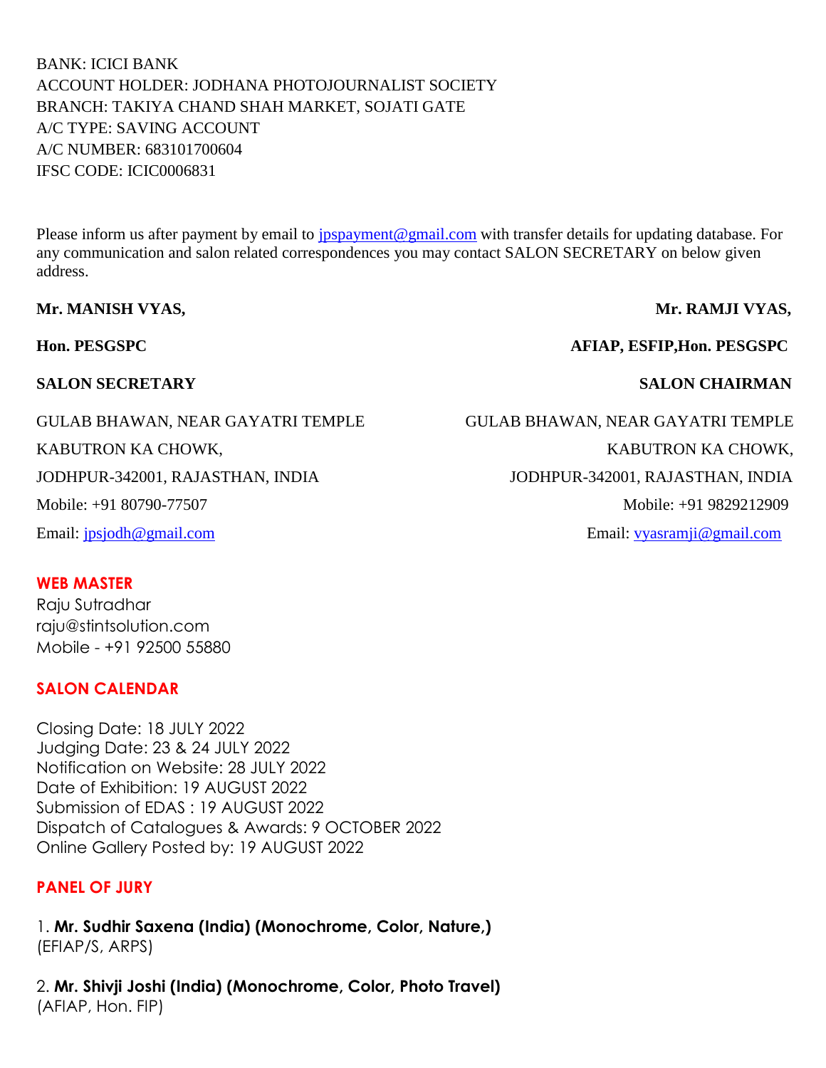BANK: ICICI BANK
ACCOUNT HOLDER: JODHANA PHOTOJOURNALIST SOCIETY
BRANCH: TAKIYA CHAND SHAH MARKET, SOJATI GATE
A/C TYPE: SAVING ACCOUNT
A/C NUMBER: 683101700604
IFSC CODE: ICIC0006831

Please inform us after payment by email to jpspayment@gmail.com with transfer details for updating database. For any communication and salon related correspondences you may contact SALON SECRETARY on below given address.

**Mr. MANISH VYAS,**

**Hon. PESGSPC**

**SALON SECRETARY**

GULAB BHAWAN, NEAR GAYATRI TEMPLE
KABUTRON KA CHOWK,
JODHPUR-342001, RAJASTHAN, INDIA
Mobile: +91 80790-77507
Email: jpsjodh@gmail.com

**Mr. RAMJI VYAS,**

**AFIAP, ESFIP,Hon. PESGSPC**

**SALON CHAIRMAN**

GULAB BHAWAN, NEAR GAYATRI TEMPLE
KABUTRON KA CHOWK,
JODHPUR-342001, RAJASTHAN, INDIA
Mobile: +91 9829212909
Email: vyasramji@gmail.com

## WEB MASTER

Raju Sutradhar
raju@stintsolution.com
Mobile - +91 92500 55880

## SALON CALENDAR

Closing Date: 18 JULY 2022
Judging Date: 23 & 24 JULY 2022
Notification on Website: 28 JULY 2022
Date of Exhibition: 19 AUGUST 2022
Submission of EDAS : 19 AUGUST 2022
Dispatch of Catalogues & Awards: 9 OCTOBER 2022
Online Gallery Posted by: 19 AUGUST 2022

## PANEL OF JURY

1. **Mr. Sudhir Saxena (India) (Monochrome, Color, Nature,)**
(EFIAP/S, ARPS)

2. **Mr. Shivji Joshi (India) (Monochrome, Color, Photo Travel)**
(AFIAP, Hon. FIP)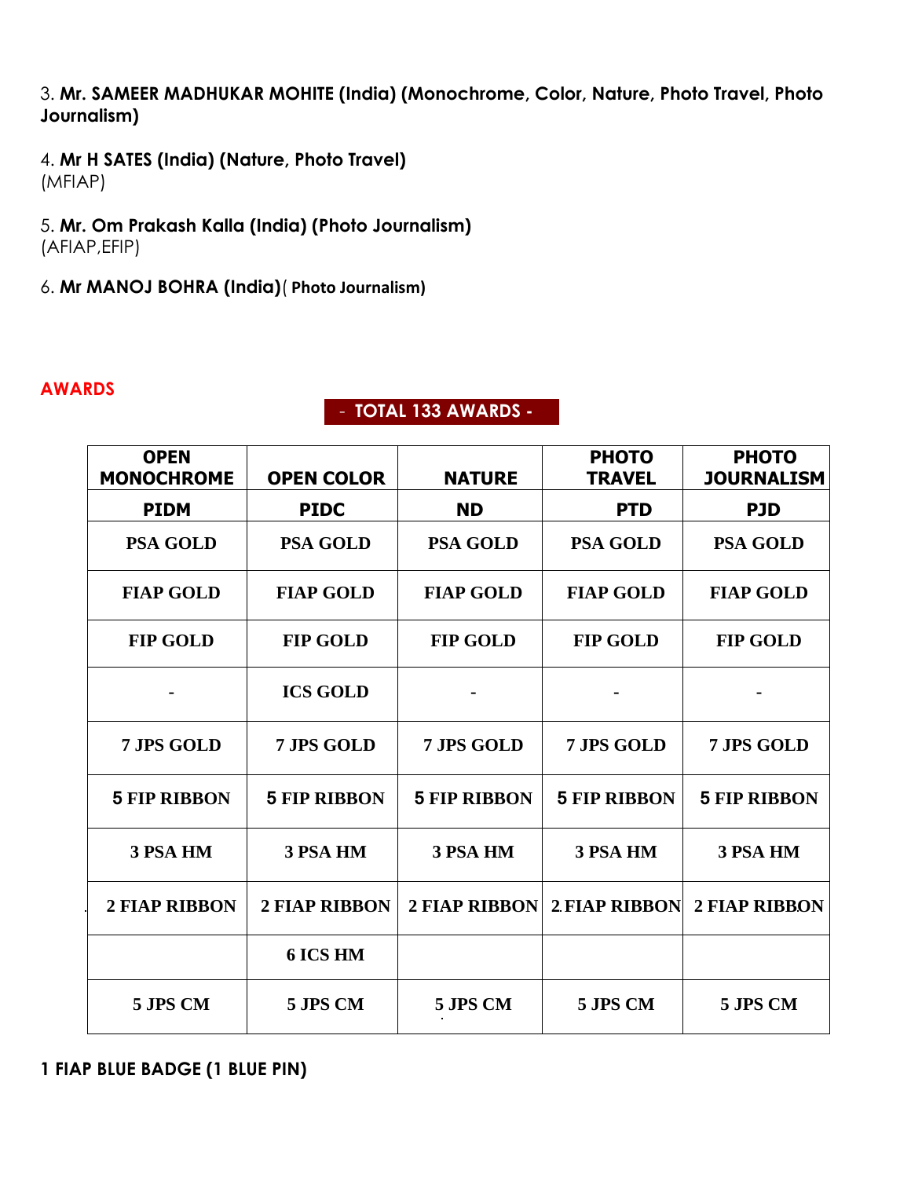3. **Mr. SAMEER MADHUKAR MOHITE (India) (Monochrome, Color, Nature, Photo Travel, Photo Journalism)**

4. **Mr H SATES (India) (Nature, Photo Travel)**
(MFIAP)

5. **Mr. Om Prakash Kalla (India) (Photo Journalism)**
(AFIAP,EFIP)

6. **Mr MANOJ BOHRA (India)( Photo Journalism)**

## AWARDS

**- TOTAL 133 AWARDS -**

| OPEN MONOCHROME | OPEN COLOR | NATURE | PHOTO TRAVEL | PHOTO JOURNALISM |
|---|---|---|---|---|
| PIDM | PIDC | ND | PTD | PJD |
| PSA GOLD | PSA GOLD | PSA GOLD | PSA GOLD | PSA GOLD |
| FIAP GOLD | FIAP GOLD | FIAP GOLD | FIAP GOLD | FIAP GOLD |
| FIP GOLD | FIP GOLD | FIP GOLD | FIP GOLD | FIP GOLD |
| - | ICS GOLD | - | - | - |
| 7 JPS GOLD | 7 JPS GOLD | 7 JPS GOLD | 7 JPS GOLD | 7 JPS GOLD |
| 5 FIP RIBBON | 5 FIP RIBBON | 5 FIP RIBBON | 5 FIP RIBBON | 5 FIP RIBBON |
| 3 PSA HM | 3 PSA HM | 3 PSA HM | 3 PSA HM | 3 PSA HM |
| 2 FIAP RIBBON | 2 FIAP RIBBON | 2 FIAP RIBBON | 2 FIAP RIBBON | 2 FIAP RIBBON |
| | 6 ICS HM | | | |
| 5 JPS CM | 5 JPS CM | 5 JPS CM | 5 JPS CM | 5 JPS CM |

**1 FIAP BLUE BADGE (1 BLUE PIN)**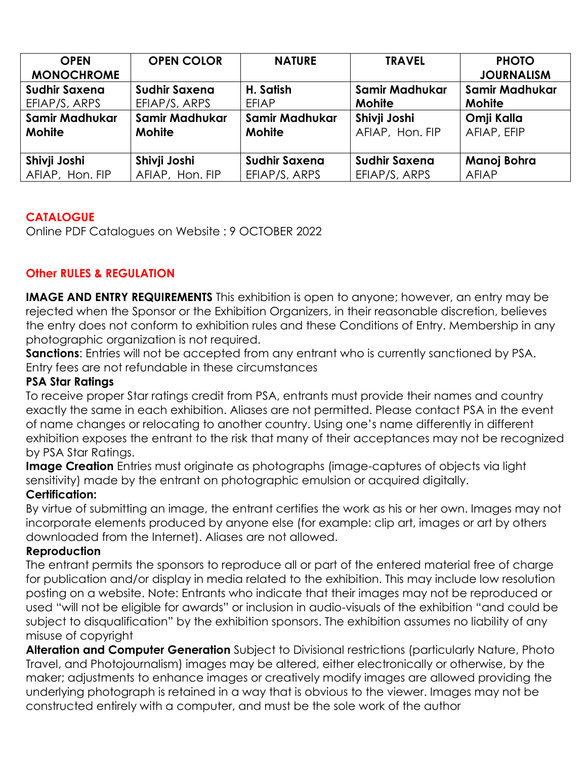| OPEN MONOCHROME | OPEN COLOR | NATURE | TRAVEL | PHOTO JOURNALISM |
|---|---|---|---|---|
| **Sudhir Saxena** EFIAP/S, ARPS | **Sudhir Saxena** EFIAP/S, ARPS | **H. Satish** EFIAP | **Samir Madhukar Mohite** | **Samir Madhukar Mohite** |
| **Samir Madhukar Mohite** | **Samir Madhukar Mohite** | **Samir Madhukar Mohite** | **Shivji Joshi** AFIAP, Hon. FIP | **Omji Kalla** AFIAP, EFIP |
| **Shivji Joshi** AFIAP, Hon. FIP | **Shivji Joshi** AFIAP, Hon. FIP | **Sudhir Saxena** EFIAP/S, ARPS | **Sudhir Saxena** EFIAP/S, ARPS | **Manoj Bohra** AFIAP |

## CATALOGUE

Online PDF Catalogues on Website : 9 OCTOBER 2022

## Other RULES & REGULATION

**IMAGE AND ENTRY REQUIREMENTS** This exhibition is open to anyone; however, an entry may be rejected when the Sponsor or the Exhibition Organizers, in their reasonable discretion, believes the entry does not conform to exhibition rules and these Conditions of Entry. Membership in any photographic organization is not required.

**Sanctions**: Entries will not be accepted from any entrant who is currently sanctioned by PSA. Entry fees are not refundable in these circumstances

**PSA Star Ratings**

To receive proper Star ratings credit from PSA, entrants must provide their names and country exactly the same in each exhibition. Aliases are not permitted. Please contact PSA in the event of name changes or relocating to another country. Using one's name differently in different exhibition exposes the entrant to the risk that many of their acceptances may not be recognized by PSA Star Ratings.

**Image Creation** Entries must originate as photographs (image-captures of objects via light sensitivity) made by the entrant on photographic emulsion or acquired digitally.

**Certification:**

By virtue of submitting an image, the entrant certifies the work as his or her own. Images may not incorporate elements produced by anyone else (for example: clip art, images or art by others downloaded from the Internet). Aliases are not allowed.

**Reproduction**

The entrant permits the sponsors to reproduce all or part of the entered material free of charge for publication and/or display in media related to the exhibition. This may include low resolution posting on a website. Note: Entrants who indicate that their images may not be reproduced or used "will not be eligible for awards" or inclusion in audio-visuals of the exhibition "and could be subject to disqualification" by the exhibition sponsors. The exhibition assumes no liability of any misuse of copyright

**Alteration and Computer Generation** Subject to Divisional restrictions (particularly Nature, Photo Travel, and Photojournalism) images may be altered, either electronically or otherwise, by the maker; adjustments to enhance images or creatively modify images are allowed providing the underlying photograph is retained in a way that is obvious to the viewer. Images may not be constructed entirely with a computer, and must be the sole work of the author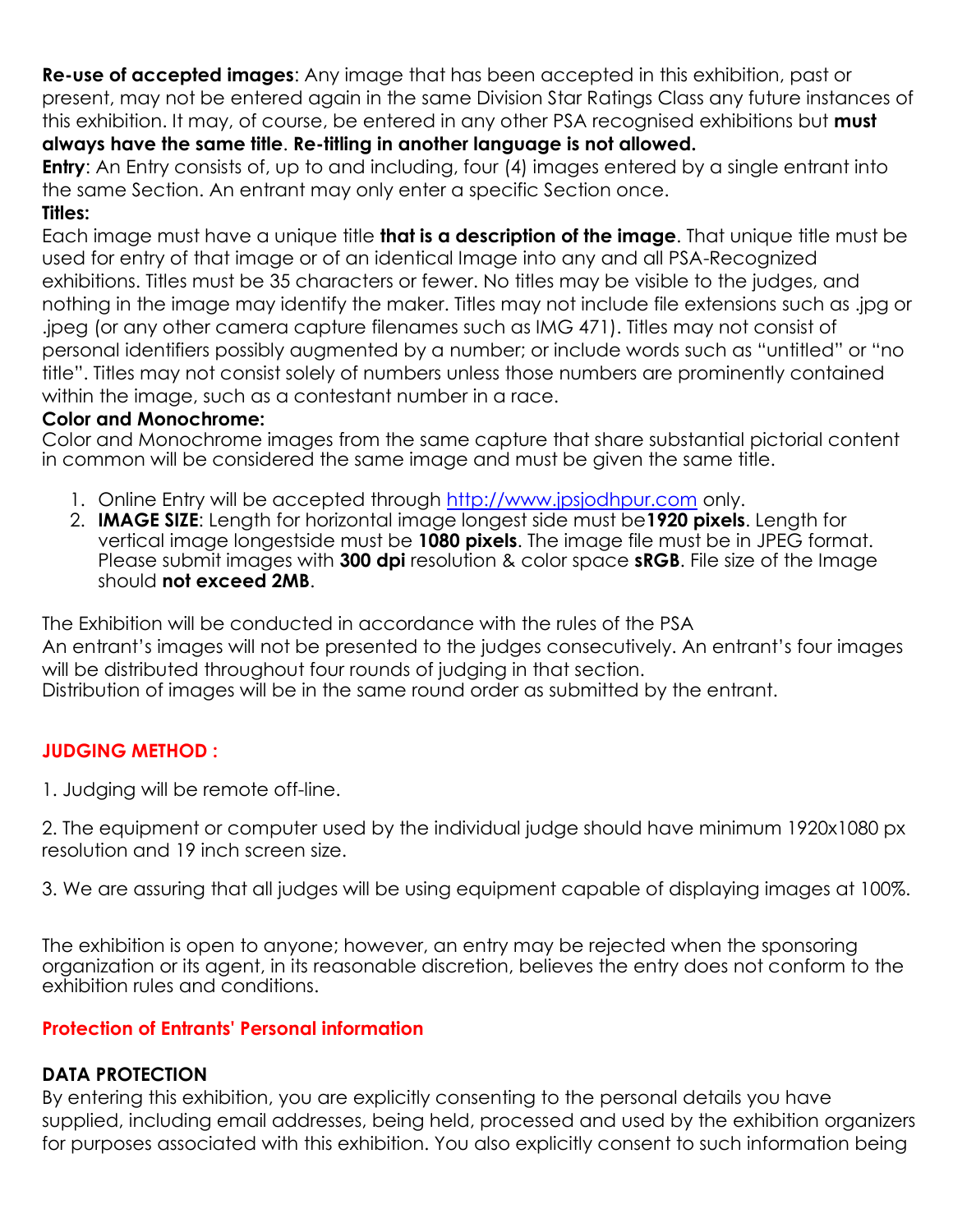**Re-use of accepted images**: Any image that has been accepted in this exhibition, past or present, may not be entered again in the same Division Star Ratings Class any future instances of this exhibition. It may, of course, be entered in any other PSA recognised exhibitions but **must always have the same title**. **Re-titling in another language is not allowed.**

**Entry**: An Entry consists of, up to and including, four (4) images entered by a single entrant into the same Section. An entrant may only enter a specific Section once.

**Titles:**

Each image must have a unique title **that is a description of the image**. That unique title must be used for entry of that image or of an identical Image into any and all PSA-Recognized exhibitions. Titles must be 35 characters or fewer. No titles may be visible to the judges, and nothing in the image may identify the maker. Titles may not include file extensions such as .jpg or .jpeg (or any other camera capture filenames such as IMG 471). Titles may not consist of personal identifiers possibly augmented by a number; or include words such as "untitled" or "no title". Titles may not consist solely of numbers unless those numbers are prominently contained within the image, such as a contestant number in a race.

**Color and Monochrome:**

Color and Monochrome images from the same capture that share substantial pictorial content in common will be considered the same image and must be given the same title.

1. Online Entry will be accepted through [http://www.jpsjodhpur.com](http://www.jpsjodhpur.com) only.
2. **IMAGE SIZE**: Length for horizontal image longest side must be**1920 pixels**. Length for vertical image longestside must be **1080 pixels**. The image file must be in JPEG format. Please submit images with **300 dpi** resolution & color space **sRGB**. File size of the Image should **not exceed 2MB**.

The Exhibition will be conducted in accordance with the rules of the PSA

An entrant's images will not be presented to the judges consecutively. An entrant's four images will be distributed throughout four rounds of judging in that section.

Distribution of images will be in the same round order as submitted by the entrant.

## JUDGING METHOD :

1. Judging will be remote off-line.

2. The equipment or computer used by the individual judge should have minimum 1920x1080 px resolution and 19 inch screen size.

3. We are assuring that all judges will be using equipment capable of displaying images at 100%.

The exhibition is open to anyone; however, an entry may be rejected when the sponsoring organization or its agent, in its reasonable discretion, believes the entry does not conform to the exhibition rules and conditions.

## Protection of Entrants' Personal information

**DATA PROTECTION**

By entering this exhibition, you are explicitly consenting to the personal details you have supplied, including email addresses, being held, processed and used by the exhibition organizers for purposes associated with this exhibition. You also explicitly consent to such information being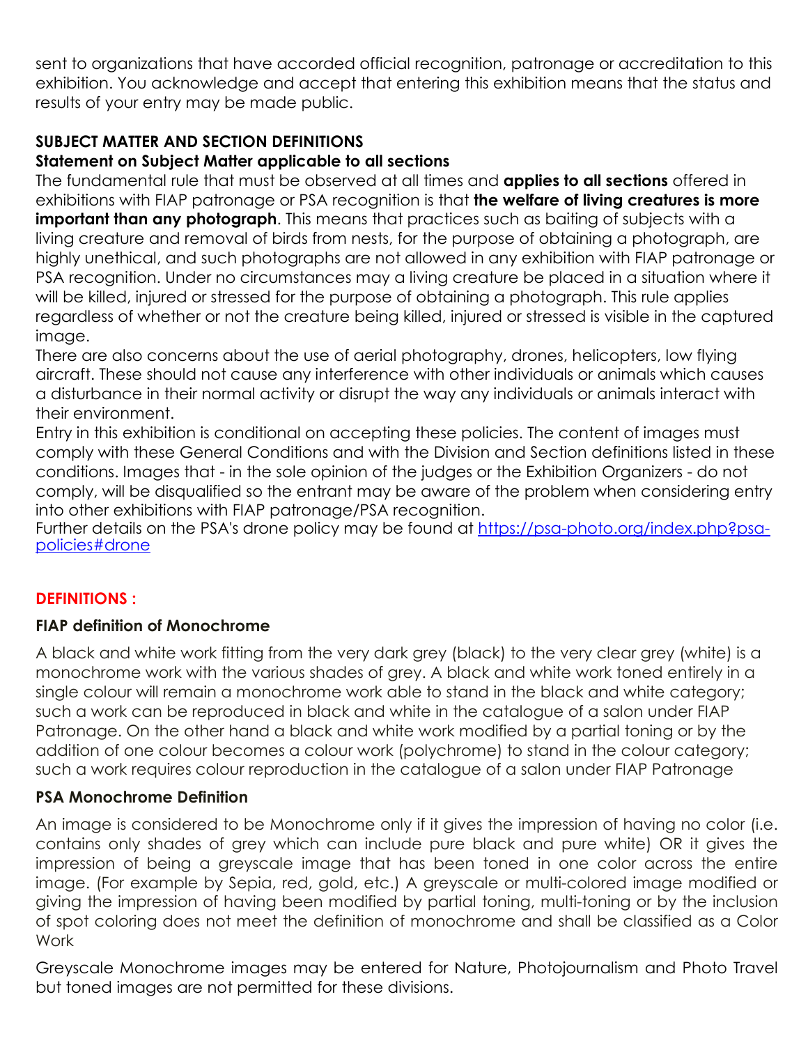sent to organizations that have accorded official recognition, patronage or accreditation to this exhibition. You acknowledge and accept that entering this exhibition means that the status and results of your entry may be made public.

## SUBJECT MATTER AND SECTION DEFINITIONS

### Statement on Subject Matter applicable to all sections

The fundamental rule that must be observed at all times and **applies to all sections** offered in exhibitions with FIAP patronage or PSA recognition is that **the welfare of living creatures is more important than any photograph**. This means that practices such as baiting of subjects with a living creature and removal of birds from nests, for the purpose of obtaining a photograph, are highly unethical, and such photographs are not allowed in any exhibition with FIAP patronage or PSA recognition. Under no circumstances may a living creature be placed in a situation where it will be killed, injured or stressed for the purpose of obtaining a photograph. This rule applies regardless of whether or not the creature being killed, injured or stressed is visible in the captured image.

There are also concerns about the use of aerial photography, drones, helicopters, low flying aircraft. These should not cause any interference with other individuals or animals which causes a disturbance in their normal activity or disrupt the way any individuals or animals interact with their environment.

Entry in this exhibition is conditional on accepting these policies. The content of images must comply with these General Conditions and with the Division and Section definitions listed in these conditions. Images that - in the sole opinion of the judges or the Exhibition Organizers - do not comply, will be disqualified so the entrant may be aware of the problem when considering entry into other exhibitions with FIAP patronage/PSA recognition.

Further details on the PSA's drone policy may be found at [https://psa-photo.org/index.php?psa-policies#drone](https://psa-photo.org/index.php?psa-policies#drone)

## DEFINITIONS :

### FIAP definition of Monochrome

A black and white work fitting from the very dark grey (black) to the very clear grey (white) is a monochrome work with the various shades of grey. A black and white work toned entirely in a single colour will remain a monochrome work able to stand in the black and white category; such a work can be reproduced in black and white in the catalogue of a salon under FIAP Patronage. On the other hand a black and white work modified by a partial toning or by the addition of one colour becomes a colour work (polychrome) to stand in the colour category; such a work requires colour reproduction in the catalogue of a salon under FIAP Patronage

### PSA Monochrome Definition

An image is considered to be Monochrome only if it gives the impression of having no color (i.e. contains only shades of grey which can include pure black and pure white) OR it gives the impression of being a greyscale image that has been toned in one color across the entire image. (For example by Sepia, red, gold, etc.) A greyscale or multi-colored image modified or giving the impression of having been modified by partial toning, multi-toning or by the inclusion of spot coloring does not meet the definition of monochrome and shall be classified as a Color Work

Greyscale Monochrome images may be entered for Nature, Photojournalism and Photo Travel but toned images are not permitted for these divisions.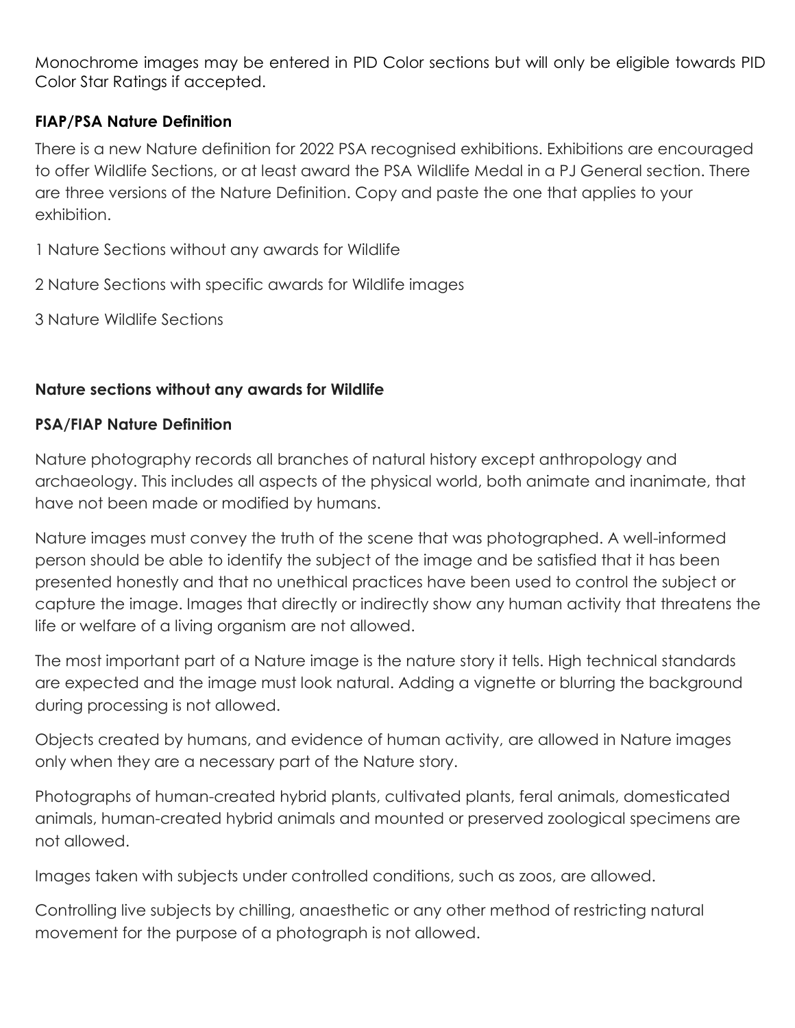Monochrome images may be entered in PID Color sections but will only be eligible towards PID Color Star Ratings if accepted.

**FIAP/PSA Nature Definition**

There is a new Nature definition for 2022 PSA recognised exhibitions. Exhibitions are encouraged to offer Wildlife Sections, or at least award the PSA Wildlife Medal in a PJ General section. There are three versions of the Nature Definition. Copy and paste the one that applies to your exhibition.

1 Nature Sections without any awards for Wildlife

2 Nature Sections with specific awards for Wildlife images

3 Nature Wildlife Sections

**Nature sections without any awards for Wildlife**

**PSA/FIAP Nature Definition**

Nature photography records all branches of natural history except anthropology and archaeology. This includes all aspects of the physical world, both animate and inanimate, that have not been made or modified by humans.

Nature images must convey the truth of the scene that was photographed. A well-informed person should be able to identify the subject of the image and be satisfied that it has been presented honestly and that no unethical practices have been used to control the subject or capture the image. Images that directly or indirectly show any human activity that threatens the life or welfare of a living organism are not allowed.

The most important part of a Nature image is the nature story it tells. High technical standards are expected and the image must look natural. Adding a vignette or blurring the background during processing is not allowed.

Objects created by humans, and evidence of human activity, are allowed in Nature images only when they are a necessary part of the Nature story.

Photographs of human-created hybrid plants, cultivated plants, feral animals, domesticated animals, human-created hybrid animals and mounted or preserved zoological specimens are not allowed.

Images taken with subjects under controlled conditions, such as zoos, are allowed.

Controlling live subjects by chilling, anaesthetic or any other method of restricting natural movement for the purpose of a photograph is not allowed.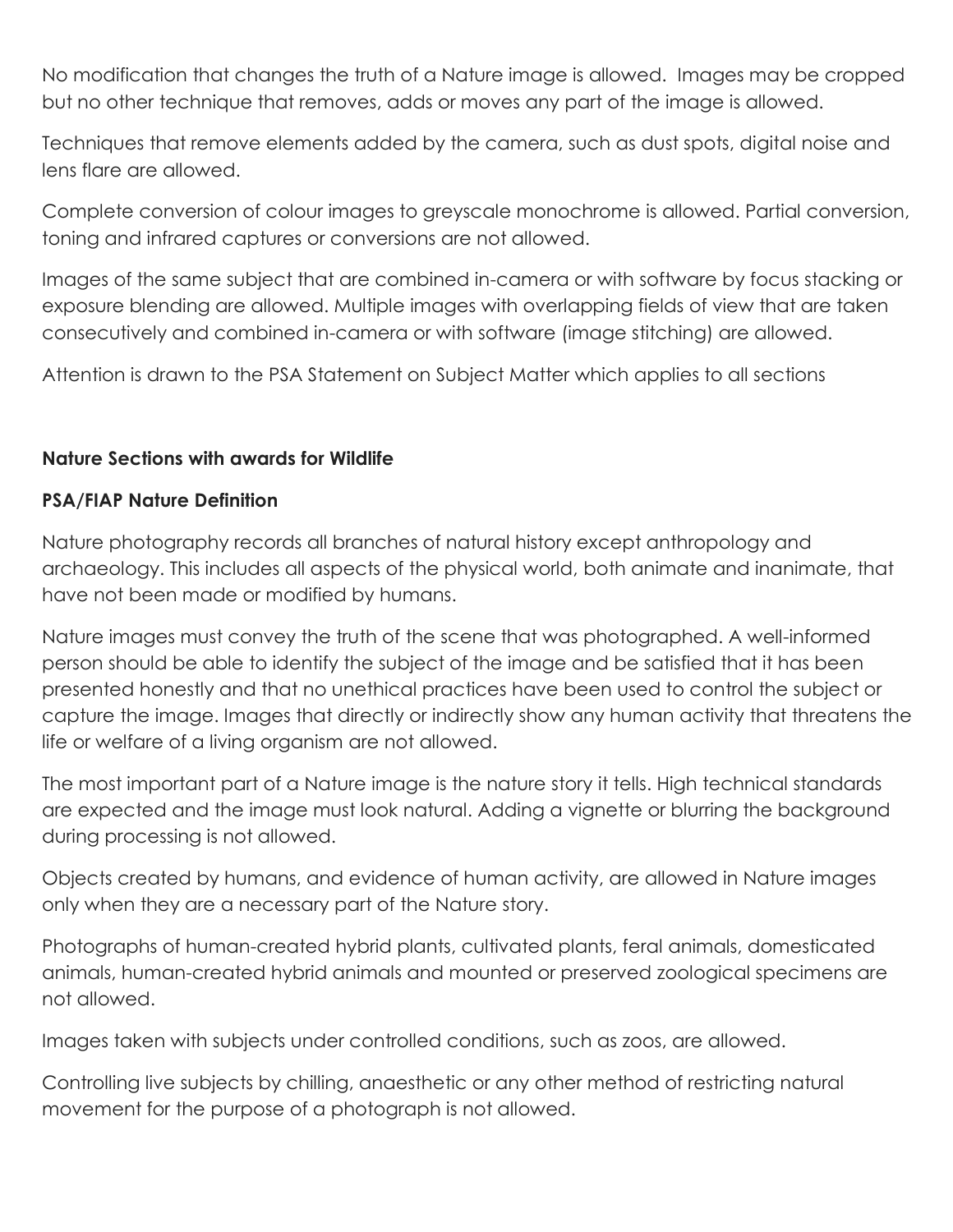No modification that changes the truth of a Nature image is allowed. Images may be cropped but no other technique that removes, adds or moves any part of the image is allowed.

Techniques that remove elements added by the camera, such as dust spots, digital noise and lens flare are allowed.

Complete conversion of colour images to greyscale monochrome is allowed. Partial conversion, toning and infrared captures or conversions are not allowed.

Images of the same subject that are combined in-camera or with software by focus stacking or exposure blending are allowed. Multiple images with overlapping fields of view that are taken consecutively and combined in-camera or with software (image stitching) are allowed.

Attention is drawn to the PSA Statement on Subject Matter which applies to all sections

**Nature Sections with awards for Wildlife**

**PSA/FIAP Nature Definition**

Nature photography records all branches of natural history except anthropology and archaeology. This includes all aspects of the physical world, both animate and inanimate, that have not been made or modified by humans.

Nature images must convey the truth of the scene that was photographed. A well-informed person should be able to identify the subject of the image and be satisfied that it has been presented honestly and that no unethical practices have been used to control the subject or capture the image. Images that directly or indirectly show any human activity that threatens the life or welfare of a living organism are not allowed.

The most important part of a Nature image is the nature story it tells. High technical standards are expected and the image must look natural. Adding a vignette or blurring the background during processing is not allowed.

Objects created by humans, and evidence of human activity, are allowed in Nature images only when they are a necessary part of the Nature story.

Photographs of human-created hybrid plants, cultivated plants, feral animals, domesticated animals, human-created hybrid animals and mounted or preserved zoological specimens are not allowed.

Images taken with subjects under controlled conditions, such as zoos, are allowed.

Controlling live subjects by chilling, anaesthetic or any other method of restricting natural movement for the purpose of a photograph is not allowed.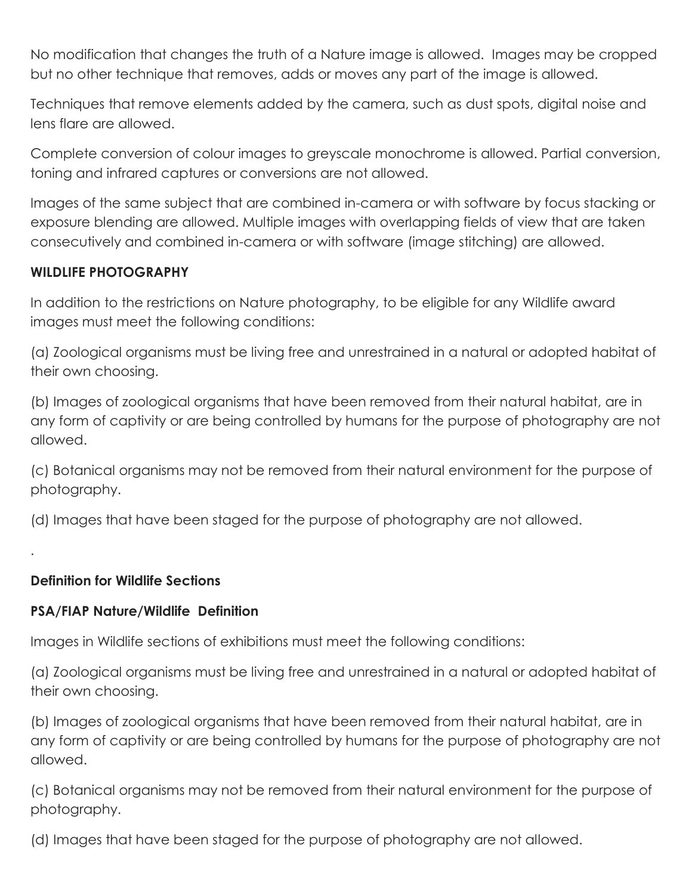No modification that changes the truth of a Nature image is allowed. Images may be cropped but no other technique that removes, adds or moves any part of the image is allowed.

Techniques that remove elements added by the camera, such as dust spots, digital noise and lens flare are allowed.

Complete conversion of colour images to greyscale monochrome is allowed. Partial conversion, toning and infrared captures or conversions are not allowed.

Images of the same subject that are combined in-camera or with software by focus stacking or exposure blending are allowed. Multiple images with overlapping fields of view that are taken consecutively and combined in-camera or with software (image stitching) are allowed.

**WILDLIFE PHOTOGRAPHY**

In addition to the restrictions on Nature photography, to be eligible for any Wildlife award images must meet the following conditions:

(a) Zoological organisms must be living free and unrestrained in a natural or adopted habitat of their own choosing.

(b) Images of zoological organisms that have been removed from their natural habitat, are in any form of captivity or are being controlled by humans for the purpose of photography are not allowed.

(c) Botanical organisms may not be removed from their natural environment for the purpose of photography.

(d) Images that have been staged for the purpose of photography are not allowed.

.

**Definition for Wildlife Sections**

**PSA/FIAP Nature/Wildlife Definition**

Images in Wildlife sections of exhibitions must meet the following conditions:

(a) Zoological organisms must be living free and unrestrained in a natural or adopted habitat of their own choosing.

(b) Images of zoological organisms that have been removed from their natural habitat, are in any form of captivity or are being controlled by humans for the purpose of photography are not allowed.

(c) Botanical organisms may not be removed from their natural environment for the purpose of photography.

(d) Images that have been staged for the purpose of photography are not allowed.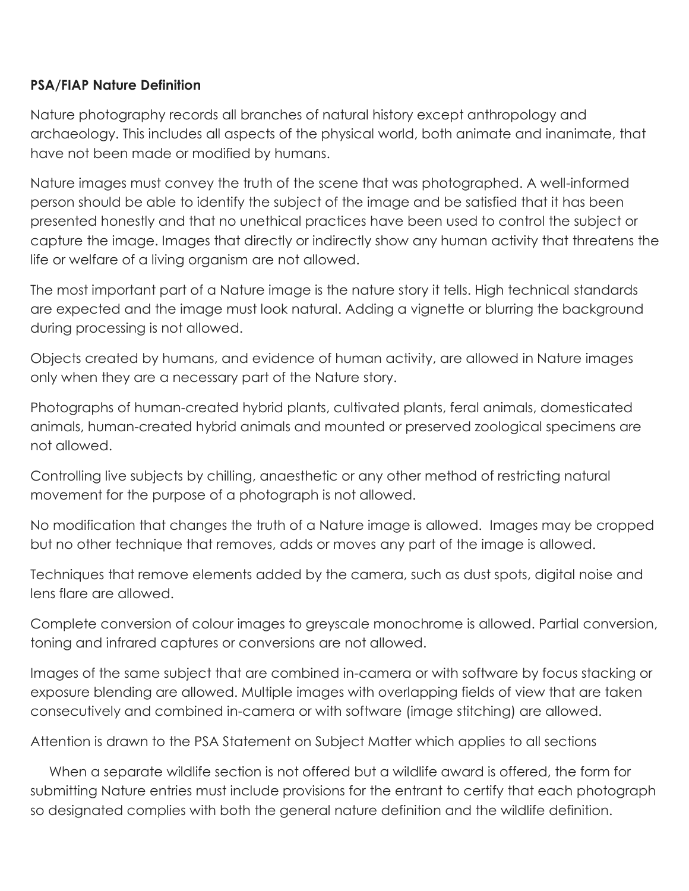**PSA/FIAP Nature Definition**

Nature photography records all branches of natural history except anthropology and archaeology. This includes all aspects of the physical world, both animate and inanimate, that have not been made or modified by humans.

Nature images must convey the truth of the scene that was photographed. A well-informed person should be able to identify the subject of the image and be satisfied that it has been presented honestly and that no unethical practices have been used to control the subject or capture the image. Images that directly or indirectly show any human activity that threatens the life or welfare of a living organism are not allowed.

The most important part of a Nature image is the nature story it tells. High technical standards are expected and the image must look natural. Adding a vignette or blurring the background during processing is not allowed.

Objects created by humans, and evidence of human activity, are allowed in Nature images only when they are a necessary part of the Nature story.

Photographs of human-created hybrid plants, cultivated plants, feral animals, domesticated animals, human-created hybrid animals and mounted or preserved zoological specimens are not allowed.

Controlling live subjects by chilling, anaesthetic or any other method of restricting natural movement for the purpose of a photograph is not allowed.

No modification that changes the truth of a Nature image is allowed. Images may be cropped but no other technique that removes, adds or moves any part of the image is allowed.

Techniques that remove elements added by the camera, such as dust spots, digital noise and lens flare are allowed.

Complete conversion of colour images to greyscale monochrome is allowed. Partial conversion, toning and infrared captures or conversions are not allowed.

Images of the same subject that are combined in-camera or with software by focus stacking or exposure blending are allowed. Multiple images with overlapping fields of view that are taken consecutively and combined in-camera or with software (image stitching) are allowed.

Attention is drawn to the PSA Statement on Subject Matter which applies to all sections

When a separate wildlife section is not offered but a wildlife award is offered, the form for submitting Nature entries must include provisions for the entrant to certify that each photograph so designated complies with both the general nature definition and the wildlife definition.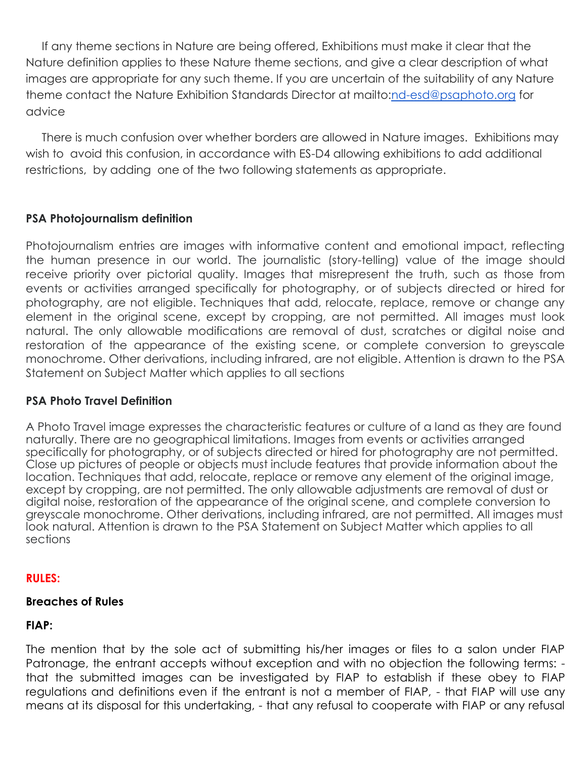If any theme sections in Nature are being offered, Exhibitions must make it clear that the Nature definition applies to these Nature theme sections, and give a clear description of what images are appropriate for any such theme. If you are uncertain of the suitability of any Nature theme contact the Nature Exhibition Standards Director at mailto:[nd-esd@psaphoto.org](mailto:nd-esd@psaphoto.org) for advice

There is much confusion over whether borders are allowed in Nature images. Exhibitions may wish to avoid this confusion, in accordance with ES-D4 allowing exhibitions to add additional restrictions, by adding one of the two following statements as appropriate.

**PSA Photojournalism definition**

Photojournalism entries are images with informative content and emotional impact, reflecting the human presence in our world. The journalistic (story-telling) value of the image should receive priority over pictorial quality. Images that misrepresent the truth, such as those from events or activities arranged specifically for photography, or of subjects directed or hired for photography, are not eligible. Techniques that add, relocate, replace, remove or change any element in the original scene, except by cropping, are not permitted. All images must look natural. The only allowable modifications are removal of dust, scratches or digital noise and restoration of the appearance of the existing scene, or complete conversion to greyscale monochrome. Other derivations, including infrared, are not eligible. Attention is drawn to the PSA Statement on Subject Matter which applies to all sections

**PSA Photo Travel Definition**

A Photo Travel image expresses the characteristic features or culture of a land as they are found naturally. There are no geographical limitations. Images from events or activities arranged specifically for photography, or of subjects directed or hired for photography are not permitted. Close up pictures of people or objects must include features that provide information about the location. Techniques that add, relocate, replace or remove any element of the original image, except by cropping, are not permitted. The only allowable adjustments are removal of dust or digital noise, restoration of the appearance of the original scene, and complete conversion to greyscale monochrome. Other derivations, including infrared, are not permitted. All images must look natural. Attention is drawn to the PSA Statement on Subject Matter which applies to all sections

**RULES:**

**Breaches of Rules**

**FIAP:**

The mention that by the sole act of submitting his/her images or files to a salon under FIAP Patronage, the entrant accepts without exception and with no objection the following terms: - that the submitted images can be investigated by FIAP to establish if these obey to FIAP regulations and definitions even if the entrant is not a member of FIAP, - that FIAP will use any means at its disposal for this undertaking, - that any refusal to cooperate with FIAP or any refusal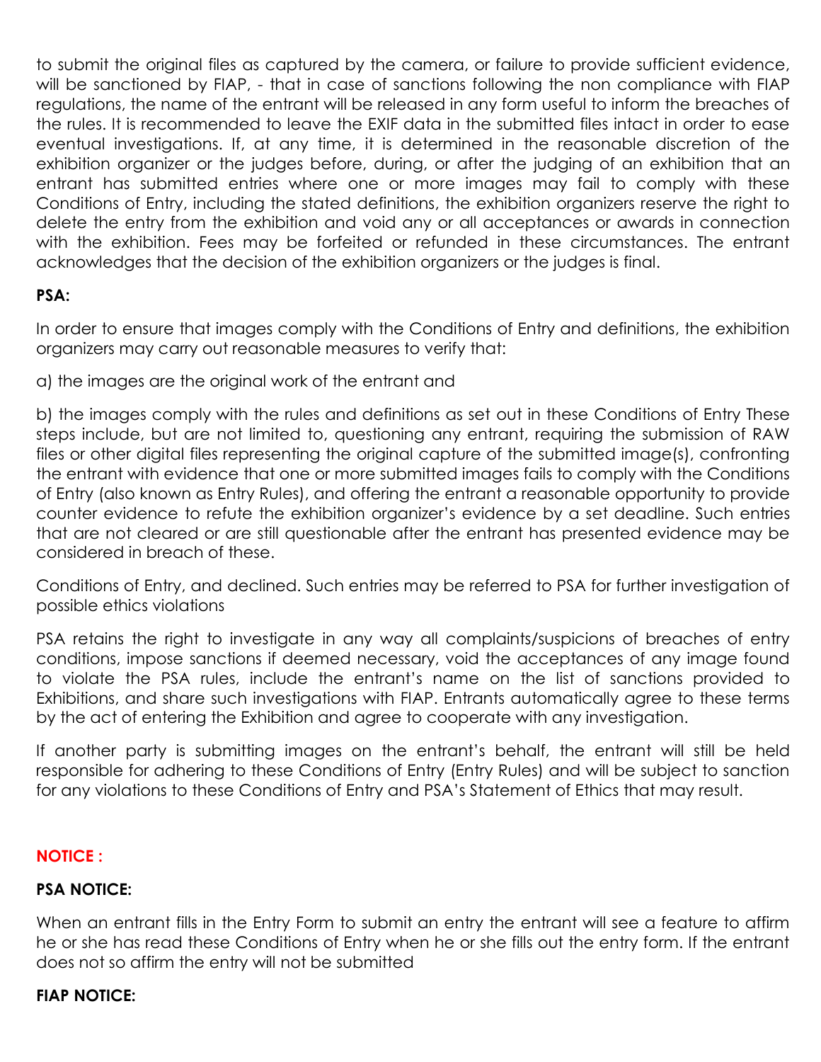to submit the original files as captured by the camera, or failure to provide sufficient evidence, will be sanctioned by FIAP, - that in case of sanctions following the non compliance with FIAP regulations, the name of the entrant will be released in any form useful to inform the breaches of the rules. It is recommended to leave the EXIF data in the submitted files intact in order to ease eventual investigations. If, at any time, it is determined in the reasonable discretion of the exhibition organizer or the judges before, during, or after the judging of an exhibition that an entrant has submitted entries where one or more images may fail to comply with these Conditions of Entry, including the stated definitions, the exhibition organizers reserve the right to delete the entry from the exhibition and void any or all acceptances or awards in connection with the exhibition. Fees may be forfeited or refunded in these circumstances. The entrant acknowledges that the decision of the exhibition organizers or the judges is final.

**PSA:**

In order to ensure that images comply with the Conditions of Entry and definitions, the exhibition organizers may carry out reasonable measures to verify that:

a) the images are the original work of the entrant and

b) the images comply with the rules and definitions as set out in these Conditions of Entry These steps include, but are not limited to, questioning any entrant, requiring the submission of RAW files or other digital files representing the original capture of the submitted image(s), confronting the entrant with evidence that one or more submitted images fails to comply with the Conditions of Entry (also known as Entry Rules), and offering the entrant a reasonable opportunity to provide counter evidence to refute the exhibition organizer's evidence by a set deadline. Such entries that are not cleared or are still questionable after the entrant has presented evidence may be considered in breach of these.

Conditions of Entry, and declined. Such entries may be referred to PSA for further investigation of possible ethics violations

PSA retains the right to investigate in any way all complaints/suspicions of breaches of entry conditions, impose sanctions if deemed necessary, void the acceptances of any image found to violate the PSA rules, include the entrant's name on the list of sanctions provided to Exhibitions, and share such investigations with FIAP. Entrants automatically agree to these terms by the act of entering the Exhibition and agree to cooperate with any investigation.

If another party is submitting images on the entrant's behalf, the entrant will still be held responsible for adhering to these Conditions of Entry (Entry Rules) and will be subject to sanction for any violations to these Conditions of Entry and PSA's Statement of Ethics that may result.

**NOTICE :**

**PSA NOTICE:**

When an entrant fills in the Entry Form to submit an entry the entrant will see a feature to affirm he or she has read these Conditions of Entry when he or she fills out the entry form. If the entrant does not so affirm the entry will not be submitted

**FIAP NOTICE:**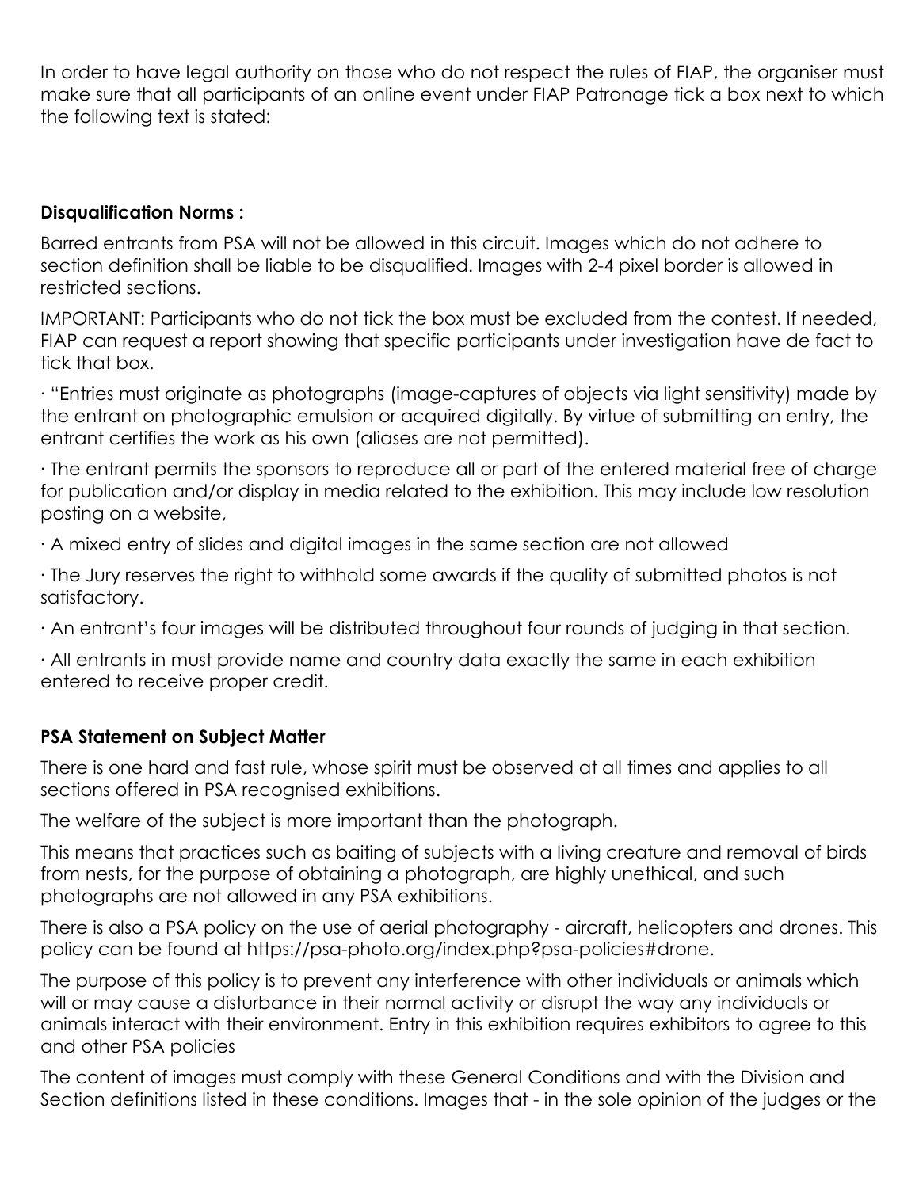In order to have legal authority on those who do not respect the rules of FIAP, the organiser must make sure that all participants of an online event under FIAP Patronage tick a box next to which the following text is stated:

**Disqualification Norms :**

Barred entrants from PSA will not be allowed in this circuit. Images which do not adhere to section definition shall be liable to be disqualified. Images with 2-4 pixel border is allowed in restricted sections.

IMPORTANT: Participants who do not tick the box must be excluded from the contest. If needed, FIAP can request a report showing that specific participants under investigation have de fact to tick that box.

· "Entries must originate as photographs (image-captures of objects via light sensitivity) made by the entrant on photographic emulsion or acquired digitally. By virtue of submitting an entry, the entrant certifies the work as his own (aliases are not permitted).

· The entrant permits the sponsors to reproduce all or part of the entered material free of charge for publication and/or display in media related to the exhibition. This may include low resolution posting on a website,

· A mixed entry of slides and digital images in the same section are not allowed

· The Jury reserves the right to withhold some awards if the quality of submitted photos is not satisfactory.

· An entrant's four images will be distributed throughout four rounds of judging in that section.

· All entrants in must provide name and country data exactly the same in each exhibition entered to receive proper credit.

**PSA Statement on Subject Matter**

There is one hard and fast rule, whose spirit must be observed at all times and applies to all sections offered in PSA recognised exhibitions.

The welfare of the subject is more important than the photograph.

This means that practices such as baiting of subjects with a living creature and removal of birds from nests, for the purpose of obtaining a photograph, are highly unethical, and such photographs are not allowed in any PSA exhibitions.

There is also a PSA policy on the use of aerial photography - aircraft, helicopters and drones. This policy can be found at https://psa-photo.org/index.php?psa-policies#drone.

The purpose of this policy is to prevent any interference with other individuals or animals which will or may cause a disturbance in their normal activity or disrupt the way any individuals or animals interact with their environment. Entry in this exhibition requires exhibitors to agree to this and other PSA policies

The content of images must comply with these General Conditions and with the Division and Section definitions listed in these conditions. Images that - in the sole opinion of the judges or the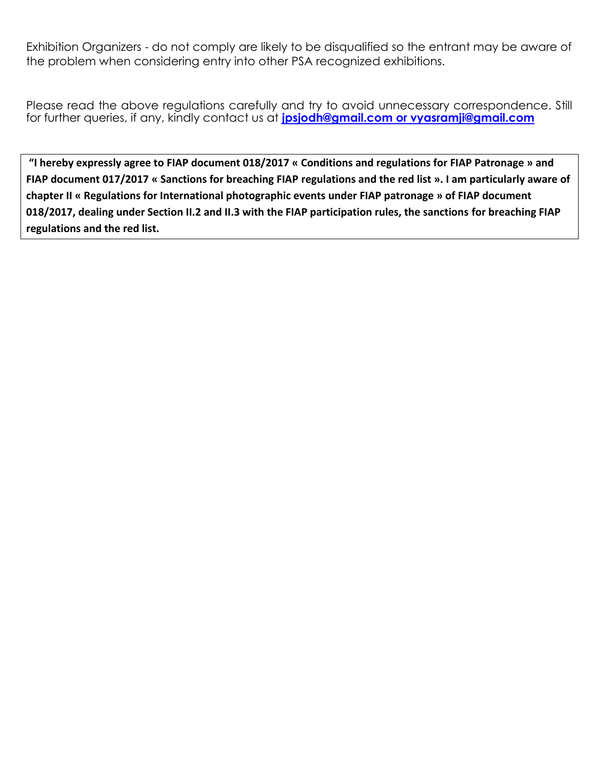Exhibition Organizers - do not comply are likely to be disqualified so the entrant may be aware of the problem when considering entry into other PSA recognized exhibitions.

Please read the above regulations carefully and try to avoid unnecessary correspondence. Still for further queries, if any, kindly contact us at **jpsjodh@gmail.com or vyasramji@gmail.com**

**"I hereby expressly agree to FIAP document 018/2017 « Conditions and regulations for FIAP Patronage » and FIAP document 017/2017 « Sanctions for breaching FIAP regulations and the red list ». I am particularly aware of chapter II « Regulations for International photographic events under FIAP patronage » of FIAP document 018/2017, dealing under Section II.2 and II.3 with the FIAP participation rules, the sanctions for breaching FIAP regulations and the red list.**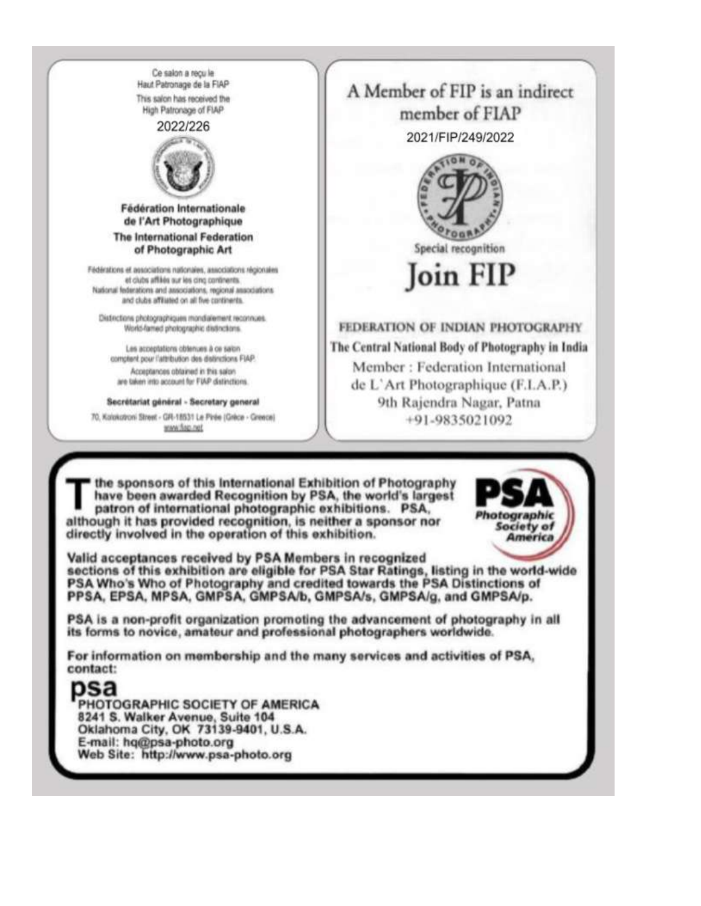Ce salon a reçu le
Haut Patronage de la FIAP

This salon has received the
High Patronage of FIAP

2022/226

**Fédération Internationale de l'Art Photographique**

**The International Federation of Photographic Art**

Fédérations et associations nationales, associations régionales et clubs affiliés sur les cinq continents.
National federations and associations, regional associations and clubs affiliated on all five continents.

Distinctions photographiques mondialement reconnues.
World-famed photographic distinctions.

Les acceptations obtenues à ce salon comptent pour l'attribution des distinctions FIAP.
Acceptances obtained in this salon are taken into account for FIAP distinctions.

**Secrétariat général - Secretary general**

70, Kolokotroni Street - GR-18531 Le Pirée (Grèce - Greece)
www.fiap.net

---

A Member of FIP is an indirect member of FIAP

2021/FIP/249/2022

Special recognition

# Join FIP

FEDERATION OF INDIAN PHOTOGRAPHY

**The Central National Body of Photography in India**

Member : Federation International de L'Art Photographique (F.I.A.P.)
9th Rajendra Nagar, Patna
+91-9835021092

---

**The sponsors of this International Exhibition of Photography have been awarded Recognition by PSA, the world's largest patron of international photographic exhibitions. PSA, although it has provided recognition, is neither a sponsor nor directly involved in the operation of this exhibition.**

**PSA Photographic Society of America**

**Valid acceptances received by PSA Members in recognized sections of this exhibition are eligible for PSA Star Ratings, listing in the world-wide PSA Who's Who of Photography and credited towards the PSA Distinctions of PPSA, EPSA, MPSA, GMPSA, GMPSA/b, GMPSA/s, GMPSA/g, and GMPSA/p.**

**PSA is a non-profit organization promoting the advancement of photography in all its forms to novice, amateur and professional photographers worldwide.**

**For information on membership and the many services and activities of PSA, contact:**

**psa**
**PHOTOGRAPHIC SOCIETY OF AMERICA**
**8241 S. Walker Avenue, Suite 104**
**Oklahoma City, OK 73139-9401, U.S.A.**
**E-mail: hq@psa-photo.org**
**Web Site: http://www.psa-photo.org**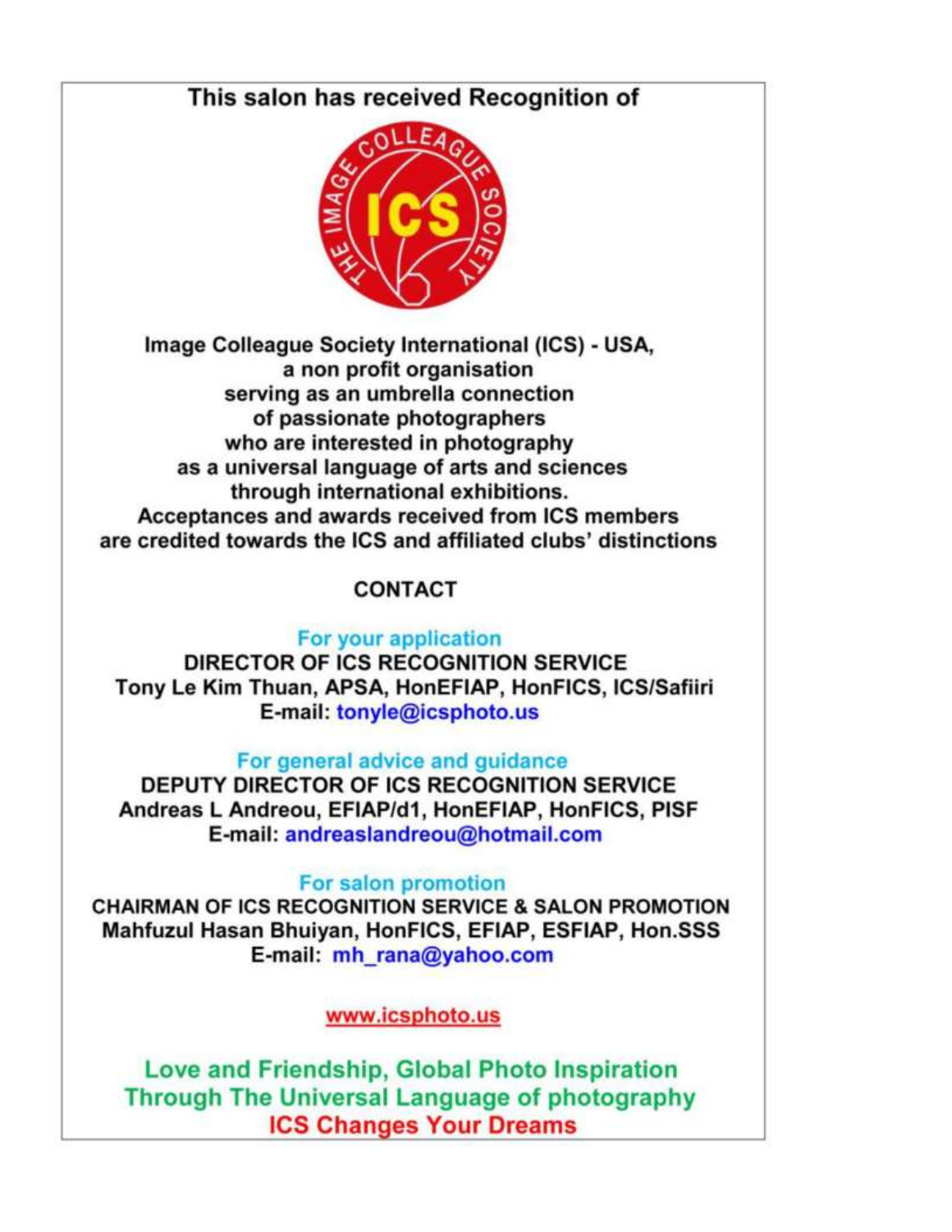**This salon has received Recognition of**

THE IMAGE COLLEAGUE SOCIETY

ICS

**Image Colleague Society International (ICS) - USA,**
**a non profit organisation**
**serving as an umbrella connection**
**of passionate photographers**
**who are interested in photography**
**as a universal language of arts and sciences**
**through international exhibitions.**
**Acceptances and awards received from ICS members**
**are credited towards the ICS and affiliated clubs' distinctions**

## CONTACT

**For your application**
**DIRECTOR OF ICS RECOGNITION SERVICE**
**Tony Le Kim Thuan, APSA, HonEFIAP, HonFICS, ICS/Safiiri**
**E-mail: tonyle@icsphoto.us**

**For general advice and guidance**
**DEPUTY DIRECTOR OF ICS RECOGNITION SERVICE**
**Andreas L Andreou, EFIAP/d1, HonEFIAP, HonFICS, PISF**
**E-mail: andreaslandreou@hotmail.com**

**For salon promotion**
**CHAIRMAN OF ICS RECOGNITION SERVICE & SALON PROMOTION**
**Mahfuzul Hasan Bhuiyan, HonFICS, EFIAP, ESFIAP, Hon.SSS**
**E-mail: mh_rana@yahoo.com**

**www.icsphoto.us**

**Love and Friendship, Global Photo Inspiration**
**Through The Universal Language of photography**
**ICS Changes Your Dreams**